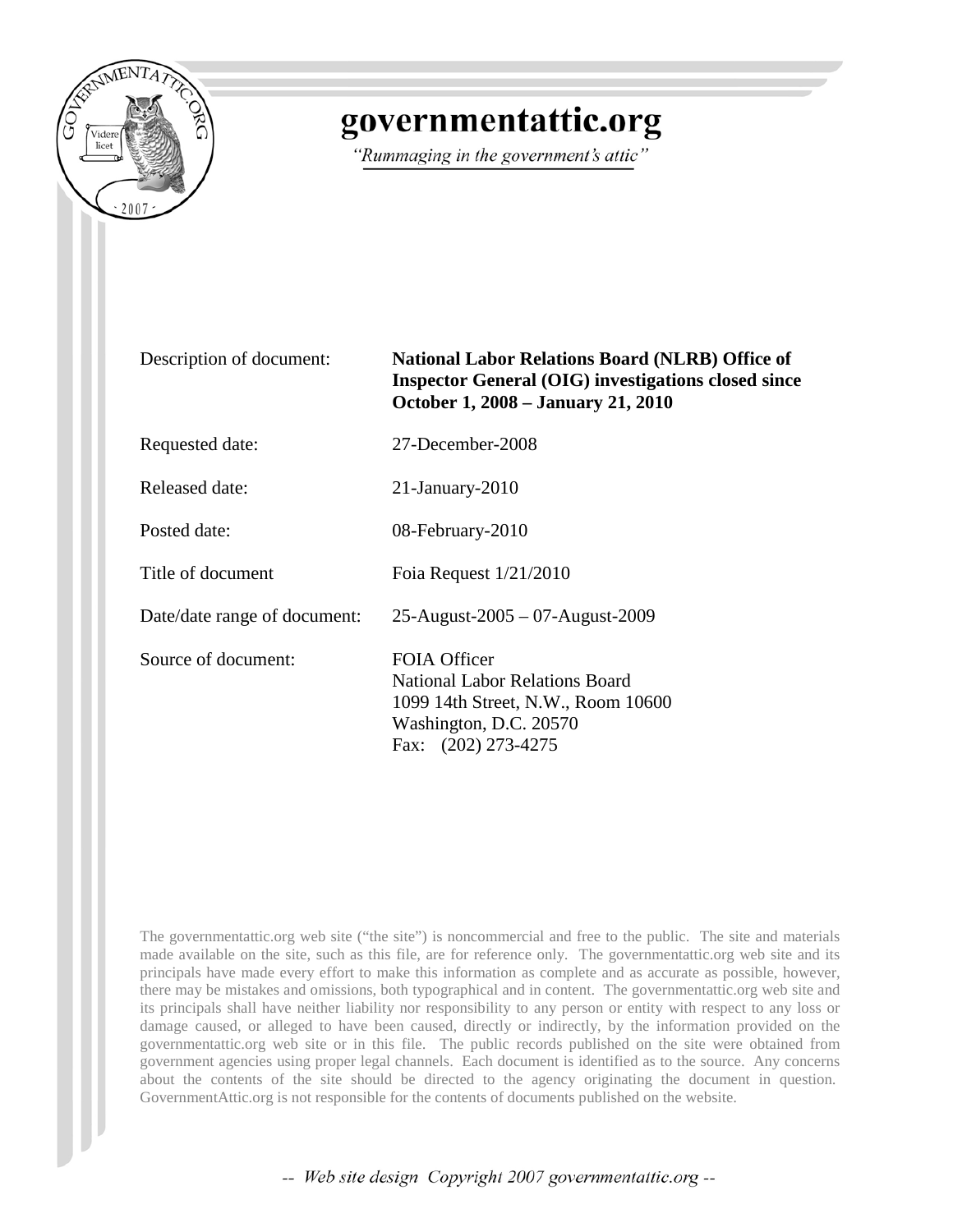# governmentattic.org

*"Rummaging in the government's attic"*

| | |
|---|---|
| Description of document: | **National Labor Relations Board (NLRB) Office of Inspector General (OIG) investigations closed since October 1, 2008 – January 21, 2010** |
| Requested date: | 27-December-2008 |
| Released date: | 21-January-2010 |
| Posted date: | 08-February-2010 |
| Title of document | Foia Request 1/21/2010 |
| Date/date range of document: | 25-August-2005 – 07-August-2009 |
| Source of document: | FOIA Officer<br>National Labor Relations Board<br>1099 14th Street, N.W., Room 10600<br>Washington, D.C. 20570<br>Fax: (202) 273-4275 |

The governmentattic.org web site ("the site") is noncommercial and free to the public. The site and materials made available on the site, such as this file, are for reference only. The governmentattic.org web site and its principals have made every effort to make this information as complete and as accurate as possible, however, there may be mistakes and omissions, both typographical and in content. The governmentattic.org web site and its principals shall have neither liability nor responsibility to any person or entity with respect to any loss or damage caused, or alleged to have been caused, directly or indirectly, by the information provided on the governmentattic.org web site or in this file. The public records published on the site were obtained from government agencies using proper legal channels. Each document is identified as to the source. Any concerns about the contents of the site should be directed to the agency originating the document in question. GovernmentAttic.org is not responsible for the contents of documents published on the website.

-- *Web site design Copyright 2007 governmentattic.org* --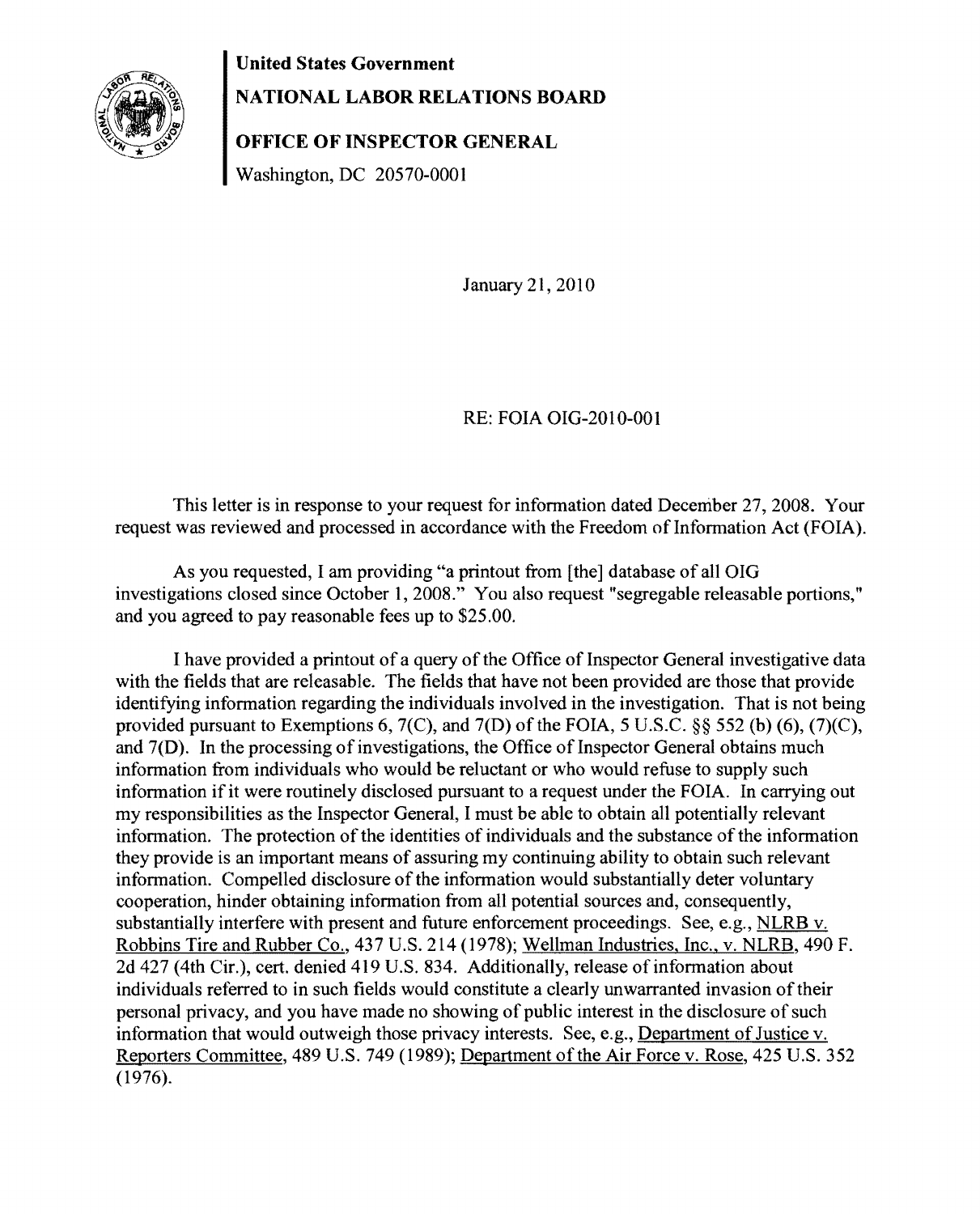**United States Government**

**NATIONAL LABOR RELATIONS BOARD**

**OFFICE OF INSPECTOR GENERAL**

Washington, DC 20570-0001

January 21, 2010

RE: FOIA OIG-2010-001

This letter is in response to your request for information dated December 27, 2008. Your request was reviewed and processed in accordance with the Freedom of Information Act (FOIA).

As you requested, I am providing "a printout from [the] database of all OIG investigations closed since October 1, 2008." You also request "segregable releasable portions," and you agreed to pay reasonable fees up to $25.00.

I have provided a printout of a query of the Office of Inspector General investigative data with the fields that are releasable. The fields that have not been provided are those that provide identifying information regarding the individuals involved in the investigation. That is not being provided pursuant to Exemptions 6, 7(C), and 7(D) of the FOIA, 5 U.S.C. §§ 552 (b) (6), (7)(C), and 7(D). In the processing of investigations, the Office of Inspector General obtains much information from individuals who would be reluctant or who would refuse to supply such information if it were routinely disclosed pursuant to a request under the FOIA. In carrying out my responsibilities as the Inspector General, I must be able to obtain all potentially relevant information. The protection of the identities of individuals and the substance of the information they provide is an important means of assuring my continuing ability to obtain such relevant information. Compelled disclosure of the information would substantially deter voluntary cooperation, hinder obtaining information from all potential sources and, consequently, substantially interfere with present and future enforcement proceedings. See, e.g., NLRB v. Robbins Tire and Rubber Co., 437 U.S. 214 (1978); Wellman Industries, Inc., v. NLRB, 490 F. 2d 427 (4th Cir.), cert. denied 419 U.S. 834. Additionally, release of information about individuals referred to in such fields would constitute a clearly unwarranted invasion of their personal privacy, and you have made no showing of public interest in the disclosure of such information that would outweigh those privacy interests. See, e.g., Department of Justice v. Reporters Committee, 489 U.S. 749 (1989); Department of the Air Force v. Rose, 425 U.S. 352 (1976).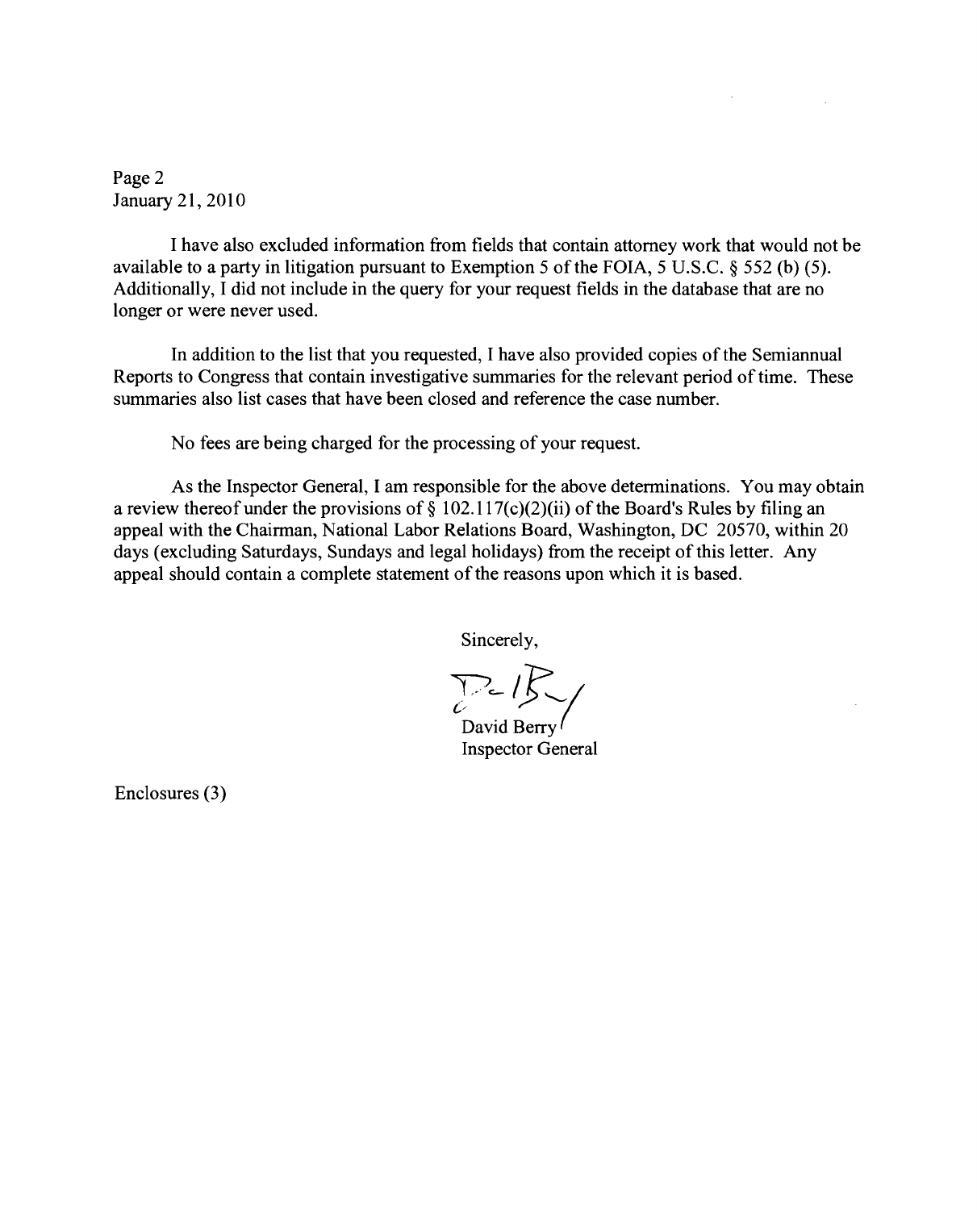Page 2
January 21, 2010

I have also excluded information from fields that contain attorney work that would not be available to a party in litigation pursuant to Exemption 5 of the FOIA, 5 U.S.C. § 552 (b) (5). Additionally, I did not include in the query for your request fields in the database that are no longer or were never used.

In addition to the list that you requested, I have also provided copies of the Semiannual Reports to Congress that contain investigative summaries for the relevant period of time. These summaries also list cases that have been closed and reference the case number.

No fees are being charged for the processing of your request.

As the Inspector General, I am responsible for the above determinations. You may obtain a review thereof under the provisions of § 102.117(c)(2)(ii) of the Board's Rules by filing an appeal with the Chairman, National Labor Relations Board, Washington, DC 20570, within 20 days (excluding Saturdays, Sundays and legal holidays) from the receipt of this letter. Any appeal should contain a complete statement of the reasons upon which it is based.

Sincerely,

David Berry
Inspector General

Enclosures (3)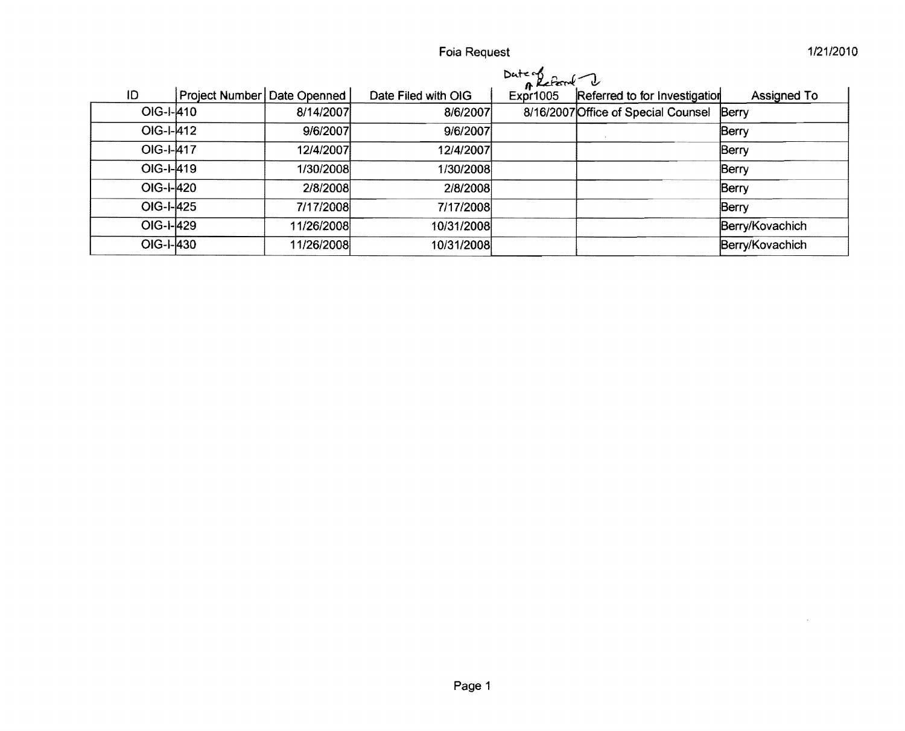Foia Request

1/21/2010

| ID | Project Number | Date Openned | Date Filed with OIG | Date of Referral Expr1005 | Referred to for Investigation | Assigned To |
|---|---|---|---|---|---|---|
| OIG-I- | 410 | 8/14/2007 | 8/6/2007 | 8/16/2007 | Office of Special Counsel | Berry |
| OIG-I- | 412 | 9/6/2007 | 9/6/2007 | | | Berry |
| OIG-I- | 417 | 12/4/2007 | 12/4/2007 | | | Berry |
| OIG-I- | 419 | 1/30/2008 | 1/30/2008 | | | Berry |
| OIG-I- | 420 | 2/8/2008 | 2/8/2008 | | | Berry |
| OIG-I- | 425 | 7/17/2008 | 7/17/2008 | | | Berry |
| OIG-I- | 429 | 11/26/2008 | 10/31/2008 | | | Berry/Kovachich |
| OIG-I- | 430 | 11/26/2008 | 10/31/2008 | | | Berry/Kovachich |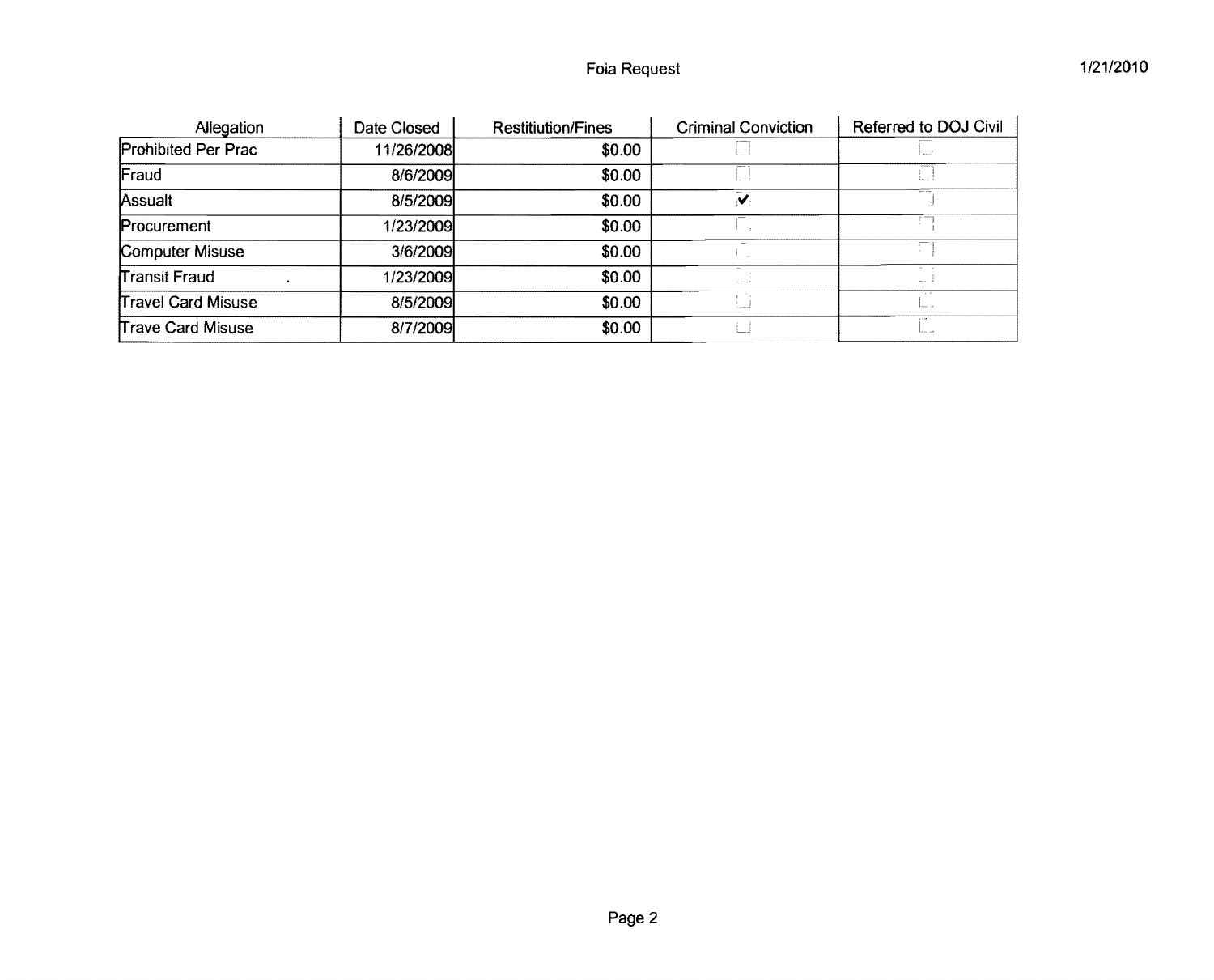Foia Request

1/21/2010

| Allegation | Date Closed | Restitiution/Fines | Criminal Conviction | Referred to DOJ Civil |
|---|---|---|---|---|
| Prohibited Per Prac | 11/26/2008 | $0.00 | ☐ | ☐ |
| Fraud | 8/6/2009 | $0.00 | ☐ | ☐ |
| Assualt | 8/5/2009 | $0.00 | ☑ | ☐ |
| Procurement | 1/23/2009 | $0.00 | ☐ | ☐ |
| Computer Misuse | 3/6/2009 | $0.00 | ☐ | ☐ |
| Transit Fraud | 1/23/2009 | $0.00 | ☐ | ☐ |
| Travel Card Misuse | 8/5/2009 | $0.00 | ☐ | ☐ |
| Trave Card Misuse | 8/7/2009 | $0.00 | ☐ | ☐ |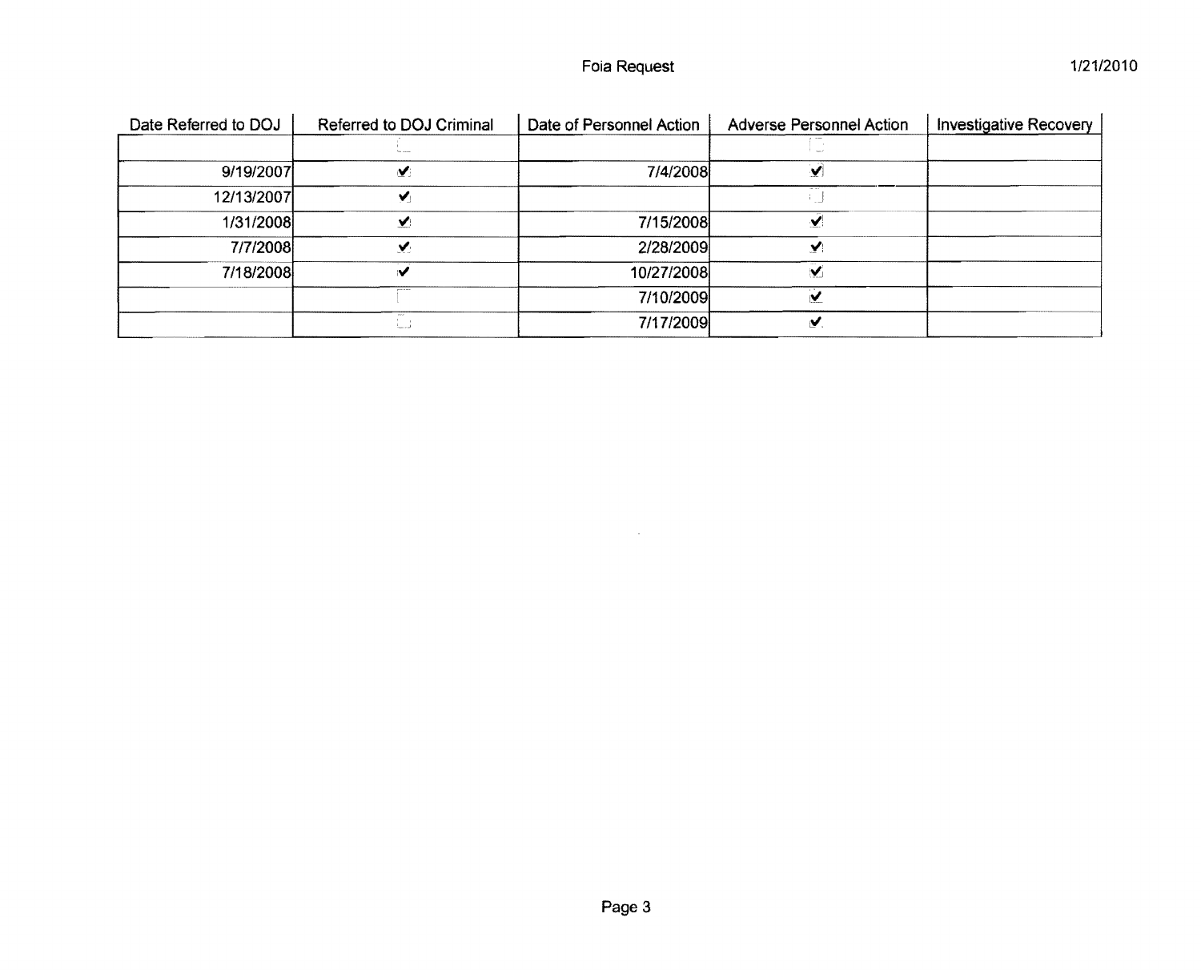| Date Referred to DOJ | Referred to DOJ Criminal | Date of Personnel Action | Adverse Personnel Action | Investigative Recovery |
|---|---|---|---|---|
| | ☐ | | ☐ | |
| 9/19/2007 | ☑ | 7/4/2008 | ☑ | |
| 12/13/2007 | ☑ | | ☐ | |
| 1/31/2008 | ☑ | 7/15/2008 | ☑ | |
| 7/7/2008 | ☑ | 2/28/2009 | ☑ | |
| 7/18/2008 | ☑ | 10/27/2008 | ☑ | |
| | ☐ | 7/10/2009 | ☑ | |
| | ☐ | 7/17/2009 | ☑ | |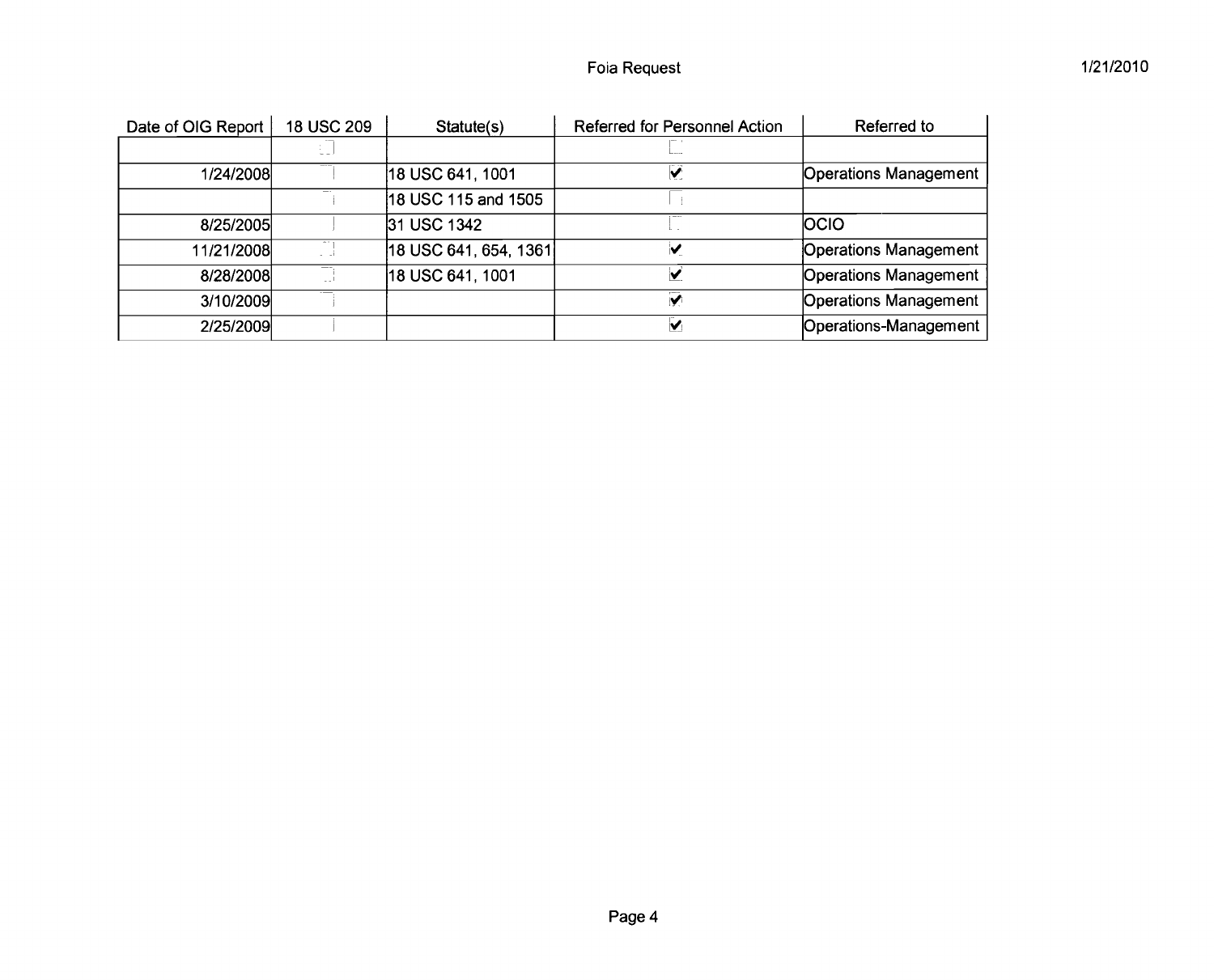| Date of OIG Report | 18 USC 209 | Statute(s) | Referred for Personnel Action | Referred to |
|---|---|---|---|---|
| | ☐ | | ☐ | |
| 1/24/2008 | ☐ | 18 USC 641, 1001 | ☑ | Operations Management |
| | ☐ | 18 USC 115 and 1505 | ☐ | |
| 8/25/2005 | ☐ | 31 USC 1342 | ☐ | OCIO |
| 11/21/2008 | ☐ | 18 USC 641, 654, 1361 | ☑ | Operations Management |
| 8/28/2008 | ☐ | 18 USC 641, 1001 | ☑ | Operations Management |
| 3/10/2009 | ☐ | | ☑ | Operations Management |
| 2/25/2009 | ☐ | | ☑ | Operations-Management |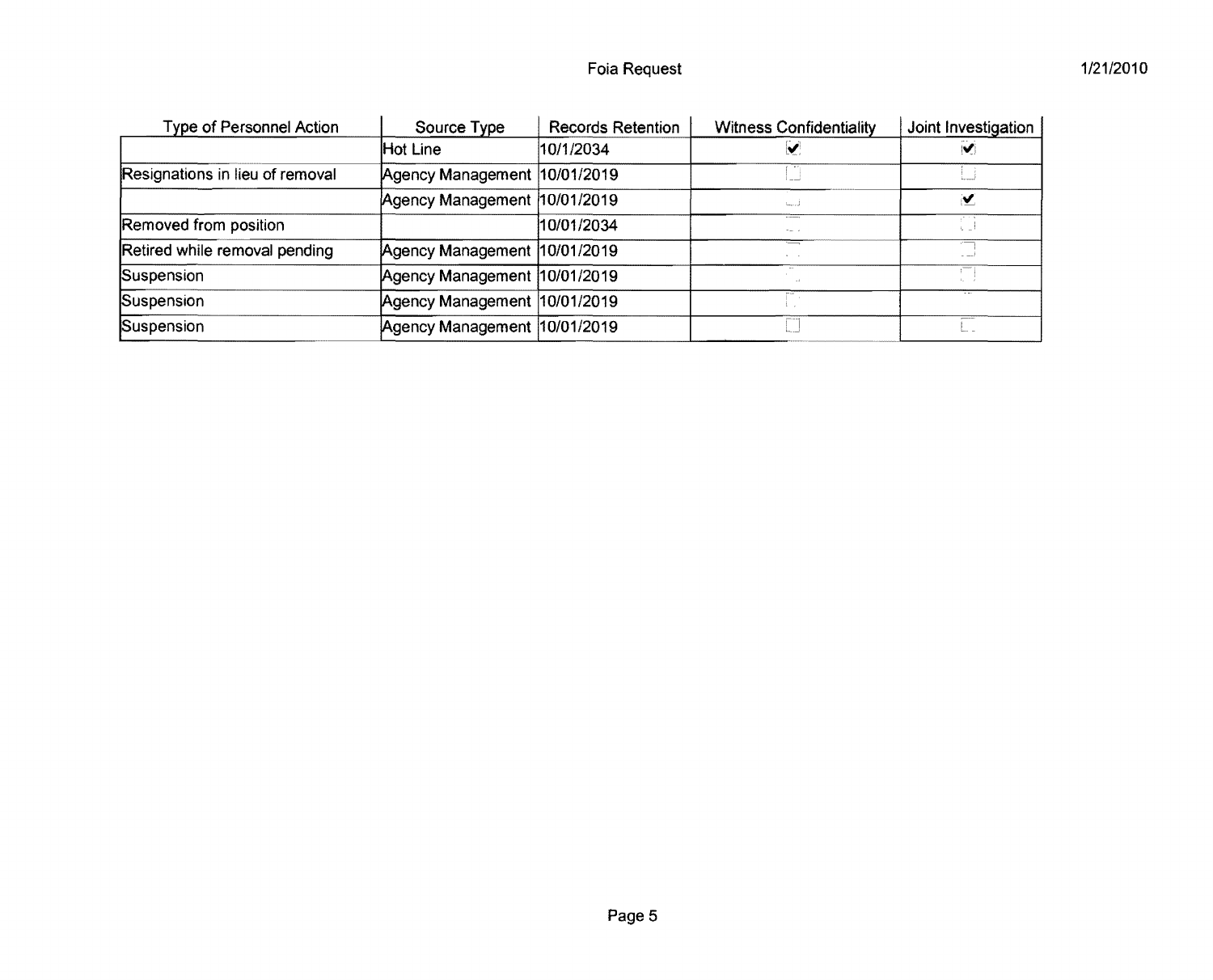| Type of Personnel Action | Source Type | Records Retention | Witness Confidentiality | Joint Investigation |
|---|---|---|---|---|
| | Hot Line | 10/1/2034 | ☑ | ☑ |
| Resignations in lieu of removal | Agency Management | 10/01/2019 | ☐ | ☐ |
| | Agency Management | 10/01/2019 | ☐ | ☑ |
| Removed from position | | 10/01/2034 | ☐ | ☐ |
| Retired while removal pending | Agency Management | 10/01/2019 | ☐ | ☐ |
| Suspension | Agency Management | 10/01/2019 | ☐ | ☐ |
| Suspension | Agency Management | 10/01/2019 | ☐ | ☐ |
| Suspension | Agency Management | 10/01/2019 | ☐ | ☐ |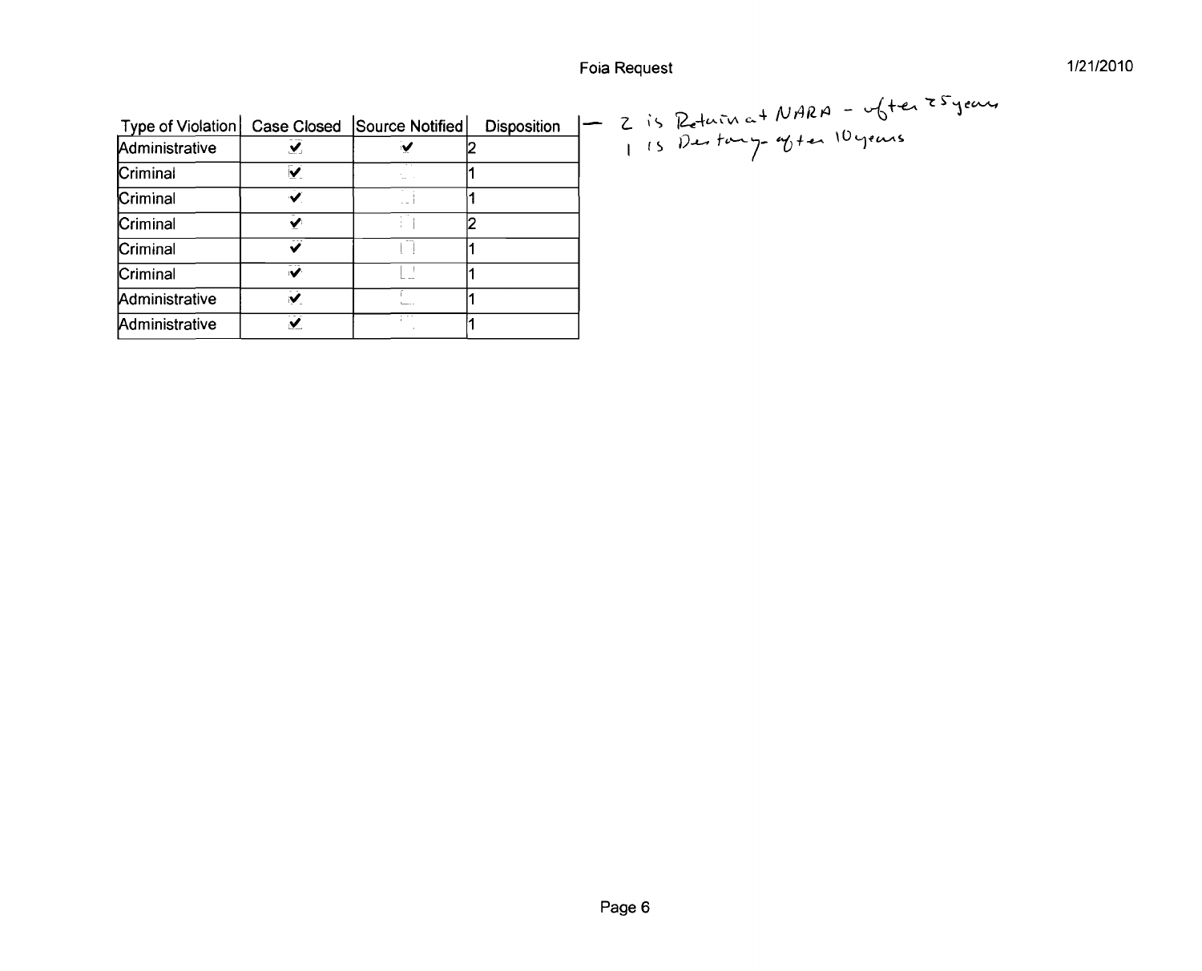Foia Request

1/21/2010

| Type of Violation | Case Closed | Source Notified | Disposition |
|---|---|---|---|
| Administrative | ✔ | ✔ | 2 |
| Criminal | ✔ | ☐ | 1 |
| Criminal | ✔ | ☐ | 1 |
| Criminal | ✔ | ☐ | 2 |
| Criminal | ✔ | ☐ | 1 |
| Criminal | ✔ | ☐ | 1 |
| Administrative | ✔ | ☐ | 1 |
| Administrative | ✔ | ☐ | 1 |

— 2 is Retain at NARA - after 25 years
1 is Destroy - after 10 years